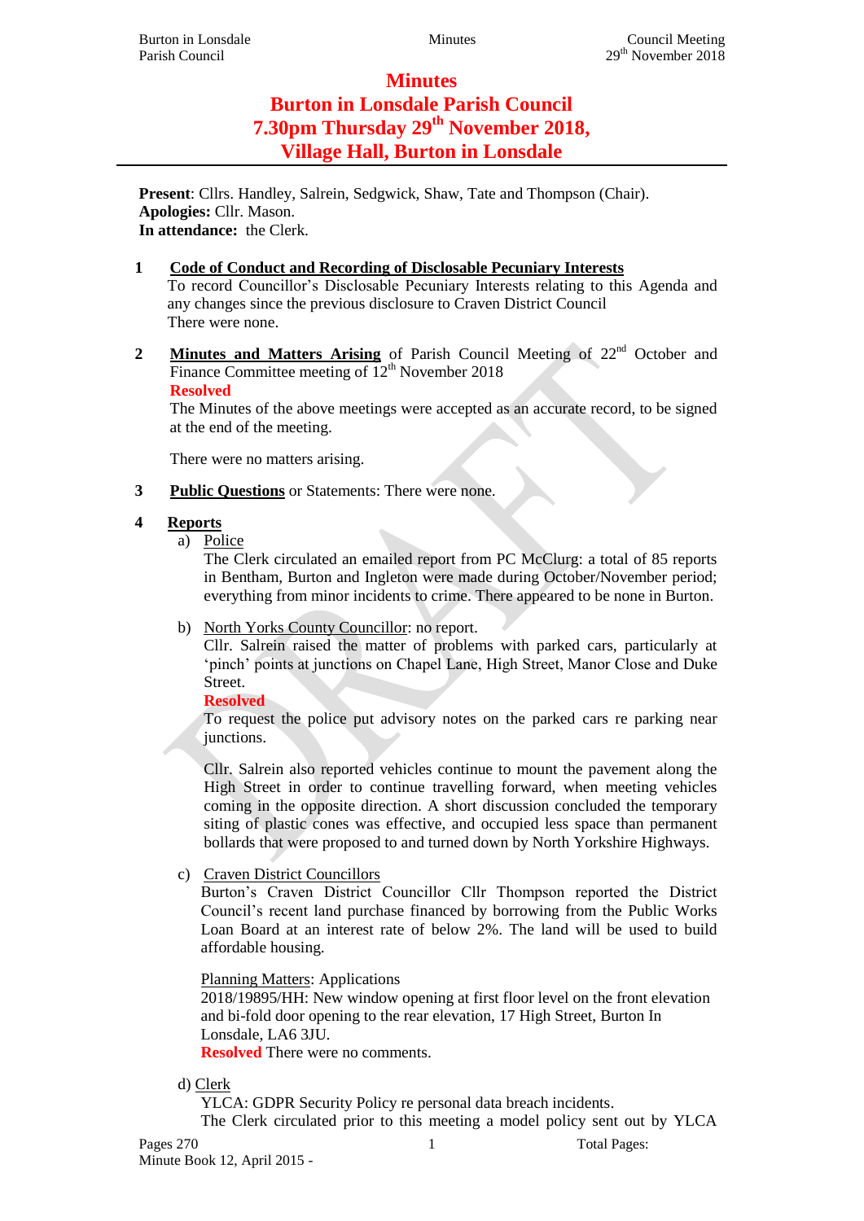# Minutes
# Burton in Lonsdale Parish Council
# 7.30pm Thursday 29th November 2018,
# Village Hall, Burton in Lonsdale

**Present**: Cllrs. Handley, Salrein, Sedgwick, Shaw, Tate and Thompson (Chair).
**Apologies:** Cllr. Mason.
**In attendance:** the Clerk.

**1 Code of Conduct and Recording of Disclosable Pecuniary Interests**

To record Councillor's Disclosable Pecuniary Interests relating to this Agenda and any changes since the previous disclosure to Craven District Council

There were none.

**2 Minutes and Matters Arising** of Parish Council Meeting of 22nd October and Finance Committee meeting of 12th November 2018

**Resolved**

The Minutes of the above meetings were accepted as an accurate record, to be signed at the end of the meeting.

There were no matters arising.

**3 Public Questions** or Statements: There were none.

**4 Reports**

a) Police

The Clerk circulated an emailed report from PC McClurg: a total of 85 reports in Bentham, Burton and Ingleton were made during October/November period; everything from minor incidents to crime. There appeared to be none in Burton.

b) North Yorks County Councillor: no report.

Cllr. Salrein raised the matter of problems with parked cars, particularly at 'pinch' points at junctions on Chapel Lane, High Street, Manor Close and Duke Street.

**Resolved**

To request the police put advisory notes on the parked cars re parking near junctions.

Cllr. Salrein also reported vehicles continue to mount the pavement along the High Street in order to continue travelling forward, when meeting vehicles coming in the opposite direction. A short discussion concluded the temporary siting of plastic cones was effective, and occupied less space than permanent bollards that were proposed to and turned down by North Yorkshire Highways.

c) Craven District Councillors

Burton's Craven District Councillor Cllr Thompson reported the District Council's recent land purchase financed by borrowing from the Public Works Loan Board at an interest rate of below 2%. The land will be used to build affordable housing.

Planning Matters: Applications

2018/19895/HH: New window opening at first floor level on the front elevation and bi-fold door opening to the rear elevation, 17 High Street, Burton In Lonsdale, LA6 3JU.

**Resolved** There were no comments.

d) Clerk

YLCA: GDPR Security Policy re personal data breach incidents.

The Clerk circulated prior to this meeting a model policy sent out by YLCA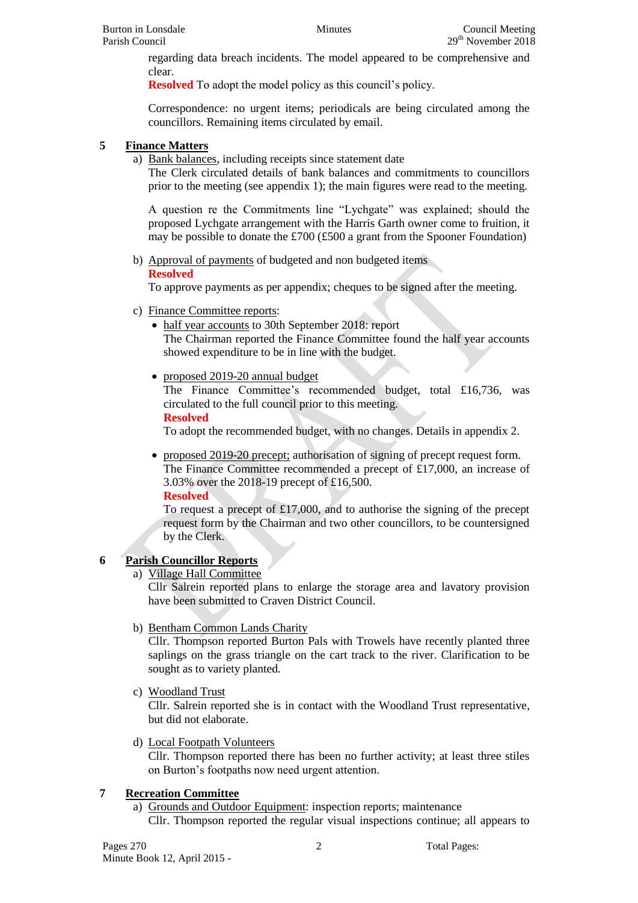regarding data breach incidents. The model appeared to be comprehensive and clear.

**Resolved** To adopt the model policy as this council's policy.

Correspondence: no urgent items; periodicals are being circulated among the councillors. Remaining items circulated by email.

## 5 Finance Matters

a) Bank balances, including receipts since statement date

The Clerk circulated details of bank balances and commitments to councillors prior to the meeting (see appendix 1); the main figures were read to the meeting.

A question re the Commitments line "Lychgate" was explained; should the proposed Lychgate arrangement with the Harris Garth owner come to fruition, it may be possible to donate the £700 (£500 a grant from the Spooner Foundation)

b) Approval of payments of budgeted and non budgeted items

**Resolved**

To approve payments as per appendix; cheques to be signed after the meeting.

c) Finance Committee reports:

- half year accounts to 30th September 2018: report

  The Chairman reported the Finance Committee found the half year accounts showed expenditure to be in line with the budget.

- proposed 2019-20 annual budget

  The Finance Committee's recommended budget, total £16,736, was circulated to the full council prior to this meeting.

  **Resolved**

  To adopt the recommended budget, with no changes. Details in appendix 2.

- proposed 2019-20 precept; authorisation of signing of precept request form.

  The Finance Committee recommended a precept of £17,000, an increase of 3.03% over the 2018-19 precept of £16,500.

  **Resolved**

  To request a precept of £17,000, and to authorise the signing of the precept request form by the Chairman and two other councillors, to be countersigned by the Clerk.

## 6 Parish Councillor Reports

a) Village Hall Committee

Cllr Salrein reported plans to enlarge the storage area and lavatory provision have been submitted to Craven District Council.

b) Bentham Common Lands Charity

Cllr. Thompson reported Burton Pals with Trowels have recently planted three saplings on the grass triangle on the cart track to the river. Clarification to be sought as to variety planted.

c) Woodland Trust

Cllr. Salrein reported she is in contact with the Woodland Trust representative, but did not elaborate.

d) Local Footpath Volunteers

Cllr. Thompson reported there has been no further activity; at least three stiles on Burton's footpaths now need urgent attention.

## 7 Recreation Committee

a) Grounds and Outdoor Equipment: inspection reports; maintenance

Cllr. Thompson reported the regular visual inspections continue; all appears to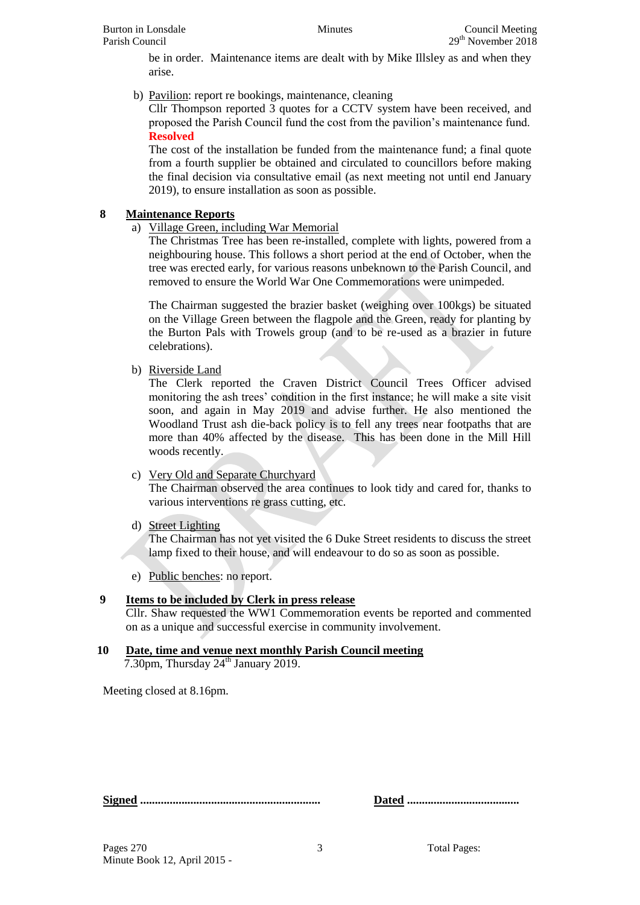be in order. Maintenance items are dealt with by Mike Illsley as and when they arise.

b) Pavilion: report re bookings, maintenance, cleaning
Cllr Thompson reported 3 quotes for a CCTV system have been received, and proposed the Parish Council fund the cost from the pavilion's maintenance fund.
**Resolved**
The cost of the installation be funded from the maintenance fund; a final quote from a fourth supplier be obtained and circulated to councillors before making the final decision via consultative email (as next meeting not until end January 2019), to ensure installation as soon as possible.

## 8 Maintenance Reports

a) Village Green, including War Memorial
The Christmas Tree has been re-installed, complete with lights, powered from a neighbouring house. This follows a short period at the end of October, when the tree was erected early, for various reasons unbeknown to the Parish Council, and removed to ensure the World War One Commemorations were unimpeded.

The Chairman suggested the brazier basket (weighing over 100kgs) be situated on the Village Green between the flagpole and the Green, ready for planting by the Burton Pals with Trowels group (and to be re-used as a brazier in future celebrations).

b) Riverside Land
The Clerk reported the Craven District Council Trees Officer advised monitoring the ash trees' condition in the first instance; he will make a site visit soon, and again in May 2019 and advise further. He also mentioned the Woodland Trust ash die-back policy is to fell any trees near footpaths that are more than 40% affected by the disease. This has been done in the Mill Hill woods recently.

c) Very Old and Separate Churchyard
The Chairman observed the area continues to look tidy and cared for, thanks to various interventions re grass cutting, etc.

d) Street Lighting
The Chairman has not yet visited the 6 Duke Street residents to discuss the street lamp fixed to their house, and will endeavour to do so as soon as possible.

e) Public benches: no report.

## 9 Items to be included by Clerk in press release

Cllr. Shaw requested the WW1 Commemoration events be reported and commented on as a unique and successful exercise in community involvement.

## 10 Date, time and venue next monthly Parish Council meeting

7.30pm, Thursday 24th January 2019.

Meeting closed at 8.16pm.

**Signed** ............................................................ **Dated** ......................................

Pages 270
Minute Book 12, April 2015 -

Total Pages: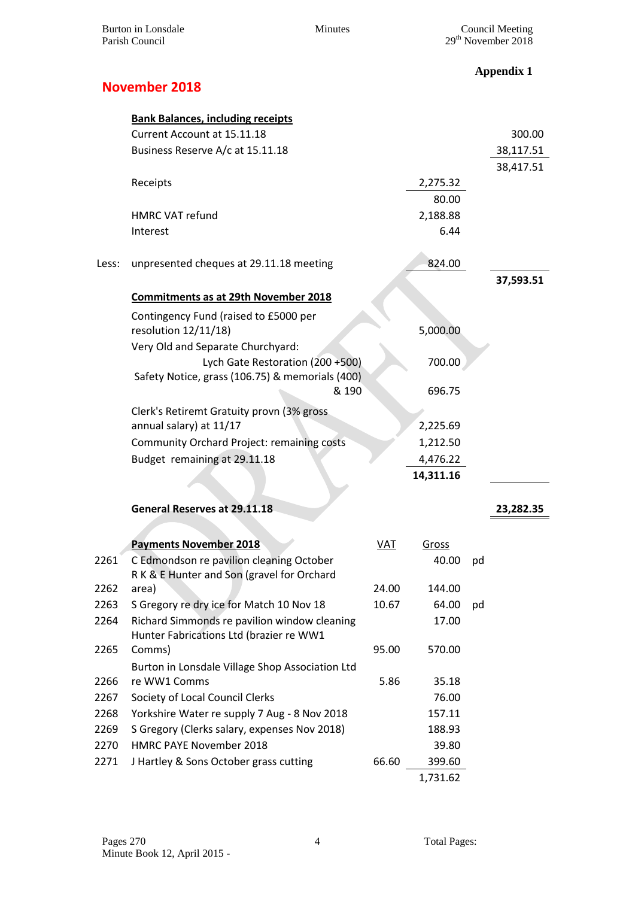**Appendix 1**

## November 2018

| | | | |
|---|---|---|---|
| | **Bank Balances, including receipts** | | |
| | Current Account at 15.11.18 | | 300.00 |
| | Business Reserve A/c at 15.11.18 | | 38,117.51 |
| | | | 38,417.51 |
| | Receipts | 2,275.32 | |
| | | 80.00 | |
| | HMRC VAT refund | 2,188.88 | |
| | Interest | 6.44 | |
| Less: | unpresented cheques at 29.11.18 meeting | 824.00 | |
| | | | **37,593.51** |
| | **Commitments as at 29th November 2018** | | |
| | Contingency Fund (raised to £5000 per resolution 12/11/18) | 5,000.00 | |
| | Very Old and Separate Churchyard: | | |
| | Lych Gate Restoration (200 +500) | 700.00 | |
| | Safety Notice, grass (106.75) & memorials (400) & 190 | 696.75 | |
| | Clerk's Retiremt Gratuity provn (3% gross annual salary) at 11/17 | 2,225.69 | |
| | Community Orchard Project: remaining costs | 1,212.50 | |
| | Budget remaining at 29.11.18 | 4,476.22 | |
| | | **14,311.16** | |
| | **General Reserves at 29.11.18** | | **23,282.35** |

| | **Payments November 2018** | VAT | Gross | |
|---|---|---|---|---|
| 2261 | C Edmondson re pavilion cleaning October | | 40.00 | pd |
| 2262 | R K & E Hunter and Son (gravel for Orchard area) | 24.00 | 144.00 | |
| 2263 | S Gregory re dry ice for Match 10 Nov 18 | 10.67 | 64.00 | pd |
| 2264 | Richard Simmonds re pavilion window cleaning | | 17.00 | |
| 2265 | Hunter Fabrications Ltd (brazier re WW1 Comms) | 95.00 | 570.00 | |
| 2266 | Burton in Lonsdale Village Shop Association Ltd re WW1 Comms | 5.86 | 35.18 | |
| 2267 | Society of Local Council Clerks | | 76.00 | |
| 2268 | Yorkshire Water re supply 7 Aug - 8 Nov 2018 | | 157.11 | |
| 2269 | S Gregory (Clerks salary, expenses Nov 2018) | | 188.93 | |
| 2270 | HMRC PAYE November 2018 | | 39.80 | |
| 2271 | J Hartley & Sons October grass cutting | 66.60 | 399.60 | |
| | | | 1,731.62 | |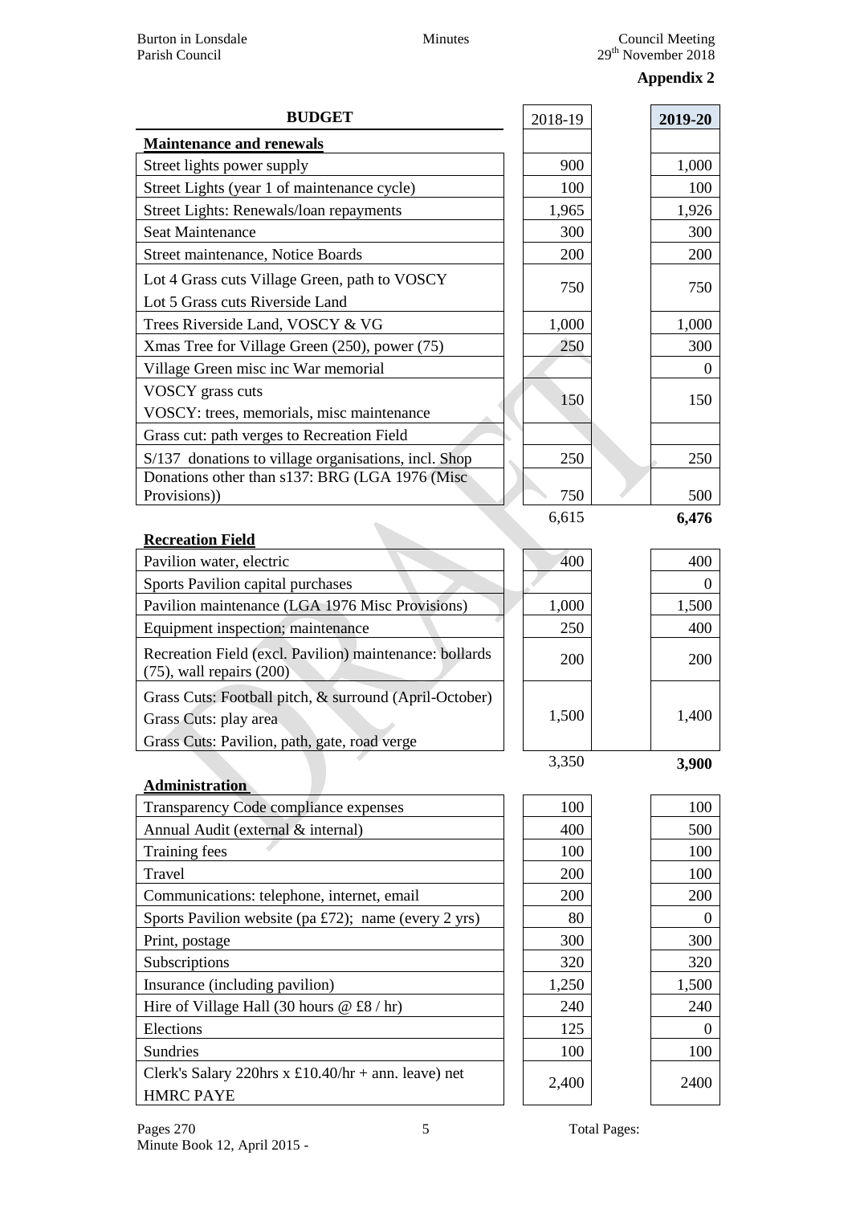**Appendix 2**

| BUDGET | 2018-19 | 2019-20 |
|---|---|---|
| **Maintenance and renewals** | | |
| Street lights power supply | 900 | 1,000 |
| Street Lights (year 1 of maintenance cycle) | 100 | 100 |
| Street Lights: Renewals/loan repayments | 1,965 | 1,926 |
| Seat Maintenance | 300 | 300 |
| Street maintenance, Notice Boards | 200 | 200 |
| Lot 4 Grass cuts Village Green, path to VOSCY<br>Lot 5 Grass cuts Riverside Land | 750 | 750 |
| Trees Riverside Land, VOSCY & VG | 1,000 | 1,000 |
| Xmas Tree for Village Green (250), power (75) | 250 | 300 |
| Village Green misc inc War memorial | | 0 |
| VOSCY grass cuts<br>VOSCY: trees, memorials, misc maintenance | 150 | 150 |
| Grass cut: path verges to Recreation Field | | |
| S/137 donations to village organisations, incl. Shop | 250 | 250 |
| Donations other than s137: BRG (LGA 1976 (Misc Provisions)) | 750 | 500 |
| | 6,615 | **6,476** |
| **Recreation Field** | | |
| Pavilion water, electric | 400 | 400 |
| Sports Pavilion capital purchases | | 0 |
| Pavilion maintenance (LGA 1976 Misc Provisions) | 1,000 | 1,500 |
| Equipment inspection; maintenance | 250 | 400 |
| Recreation Field (excl. Pavilion) maintenance: bollards (75), wall repairs (200) | 200 | 200 |
| Grass Cuts: Football pitch, & surround (April-October)<br>Grass Cuts: play area<br>Grass Cuts: Pavilion, path, gate, road verge | 1,500 | 1,400 |
| | 3,350 | **3,900** |
| **Administration** | | |
| Transparency Code compliance expenses | 100 | 100 |
| Annual Audit (external & internal) | 400 | 500 |
| Training fees | 100 | 100 |
| Travel | 200 | 100 |
| Communications: telephone, internet, email | 200 | 200 |
| Sports Pavilion website (pa £72); name (every 2 yrs) | 80 | 0 |
| Print, postage | 300 | 300 |
| Subscriptions | 320 | 320 |
| Insurance (including pavilion) | 1,250 | 1,500 |
| Hire of Village Hall (30 hours @ £8 / hr) | 240 | 240 |
| Elections | 125 | 0 |
| Sundries | 100 | 100 |
| Clerk's Salary 220hrs x £10.40/hr + ann. leave) net HMRC PAYE | 2,400 | 2400 |

Pages 270 Total Pages:
Minute Book 12, April 2015 -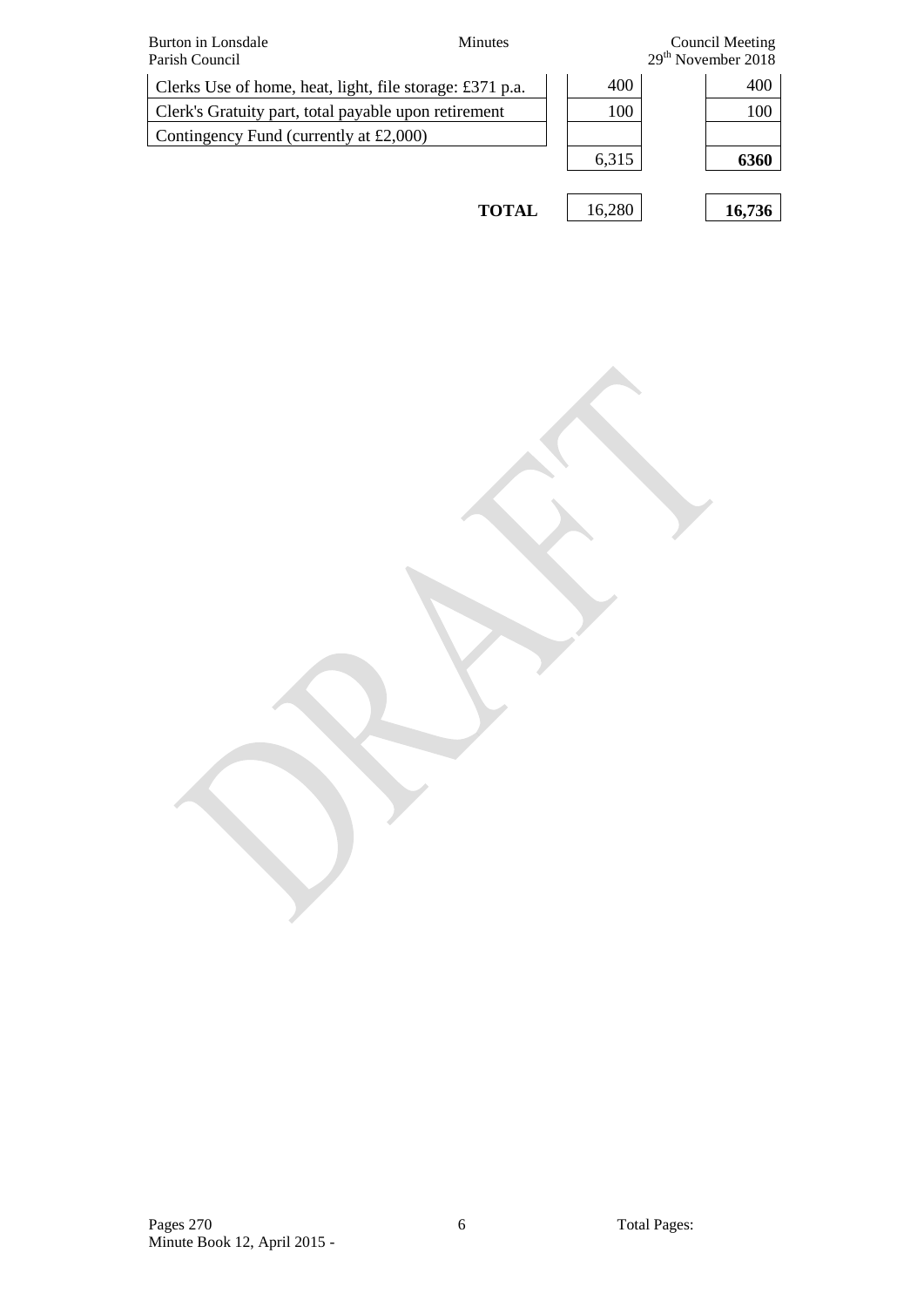| | | |
|---|---|---|
| Clerks Use of home, heat, light, file storage: £371 p.a. | 400 | 400 |
| Clerk's Gratuity part, total payable upon retirement | 100 | 100 |
| Contingency Fund (currently at £2,000) | | |
| | 6,315 | **6360** |
| **TOTAL** | 16,280 | **16,736** |

DRAFT